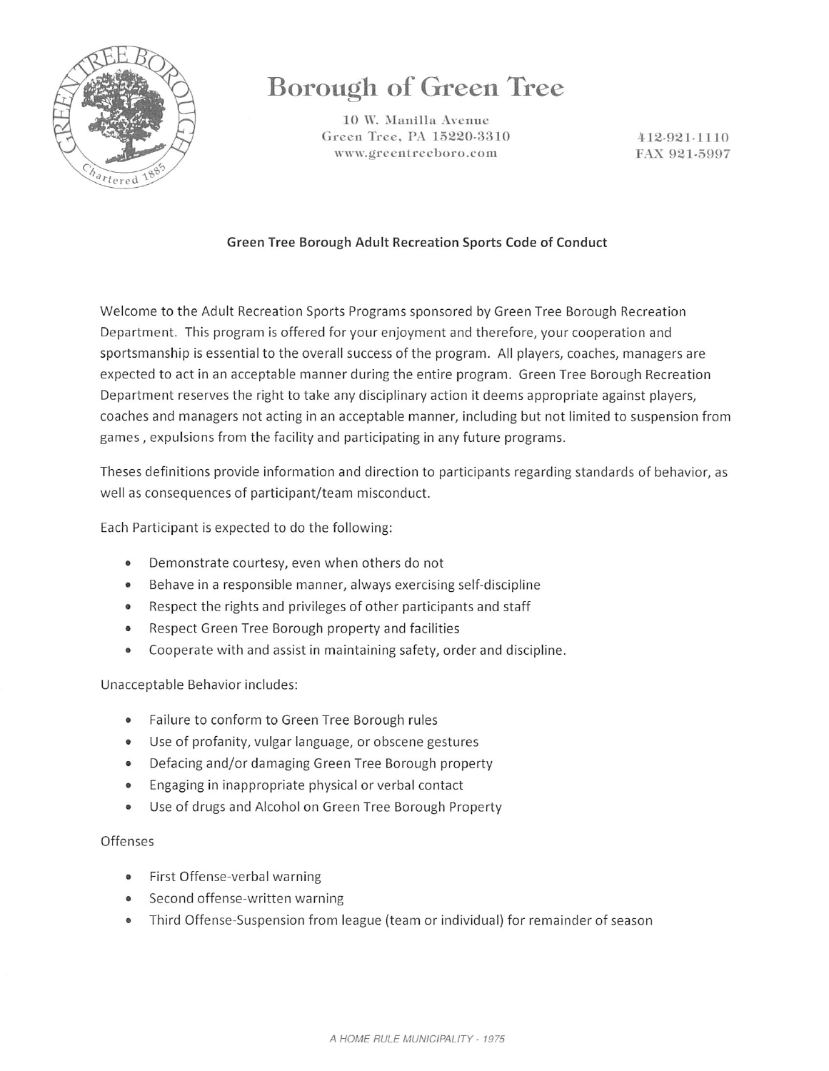# Borough of Green Tree

10 W. Manilla Avenue
Green Tree, PA 15220-3310
www.greentreeboro.com

412-921-1110
FAX 921-5997

**Green Tree Borough Adult Recreation Sports Code of Conduct**

Welcome to the Adult Recreation Sports Programs sponsored by Green Tree Borough Recreation Department. This program is offered for your enjoyment and therefore, your cooperation and sportsmanship is essential to the overall success of the program. All players, coaches, managers are expected to act in an acceptable manner during the entire program. Green Tree Borough Recreation Department reserves the right to take any disciplinary action it deems appropriate against players, coaches and managers not acting in an acceptable manner, including but not limited to suspension from games , expulsions from the facility and participating in any future programs.

Theses definitions provide information and direction to participants regarding standards of behavior, as well as consequences of participant/team misconduct.

Each Participant is expected to do the following:

- Demonstrate courtesy, even when others do not
- Behave in a responsible manner, always exercising self-discipline
- Respect the rights and privileges of other participants and staff
- Respect Green Tree Borough property and facilities
- Cooperate with and assist in maintaining safety, order and discipline.

Unacceptable Behavior includes:

- Failure to conform to Green Tree Borough rules
- Use of profanity, vulgar language, or obscene gestures
- Defacing and/or damaging Green Tree Borough property
- Engaging in inappropriate physical or verbal contact
- Use of drugs and Alcohol on Green Tree Borough Property

Offenses

- First Offense-verbal warning
- Second offense-written warning
- Third Offense-Suspension from league (team or individual) for remainder of season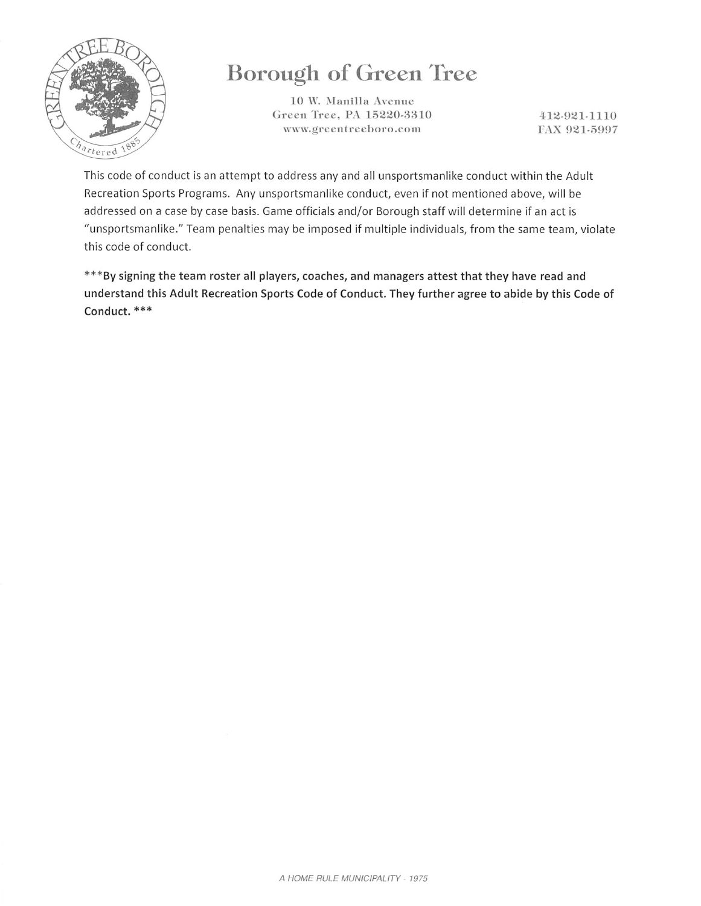# Borough of Green Tree

10 W. Manilla Avenue
Green Tree, PA 15220-3310
www.greentreeboro.com

412-921-1110
FAX 921-5997

This code of conduct is an attempt to address any and all unsportsmanlike conduct within the Adult Recreation Sports Programs. Any unsportsmanlike conduct, even if not mentioned above, will be addressed on a case by case basis. Game officials and/or Borough staff will determine if an act is "unsportsmanlike." Team penalties may be imposed if multiple individuals, from the same team, violate this code of conduct.

**\*\*\*By signing the team roster all players, coaches, and managers attest that they have read and understand this Adult Recreation Sports Code of Conduct. They further agree to abide by this Code of Conduct. \*\*\***

*A HOME RULE MUNICIPALITY - 1975*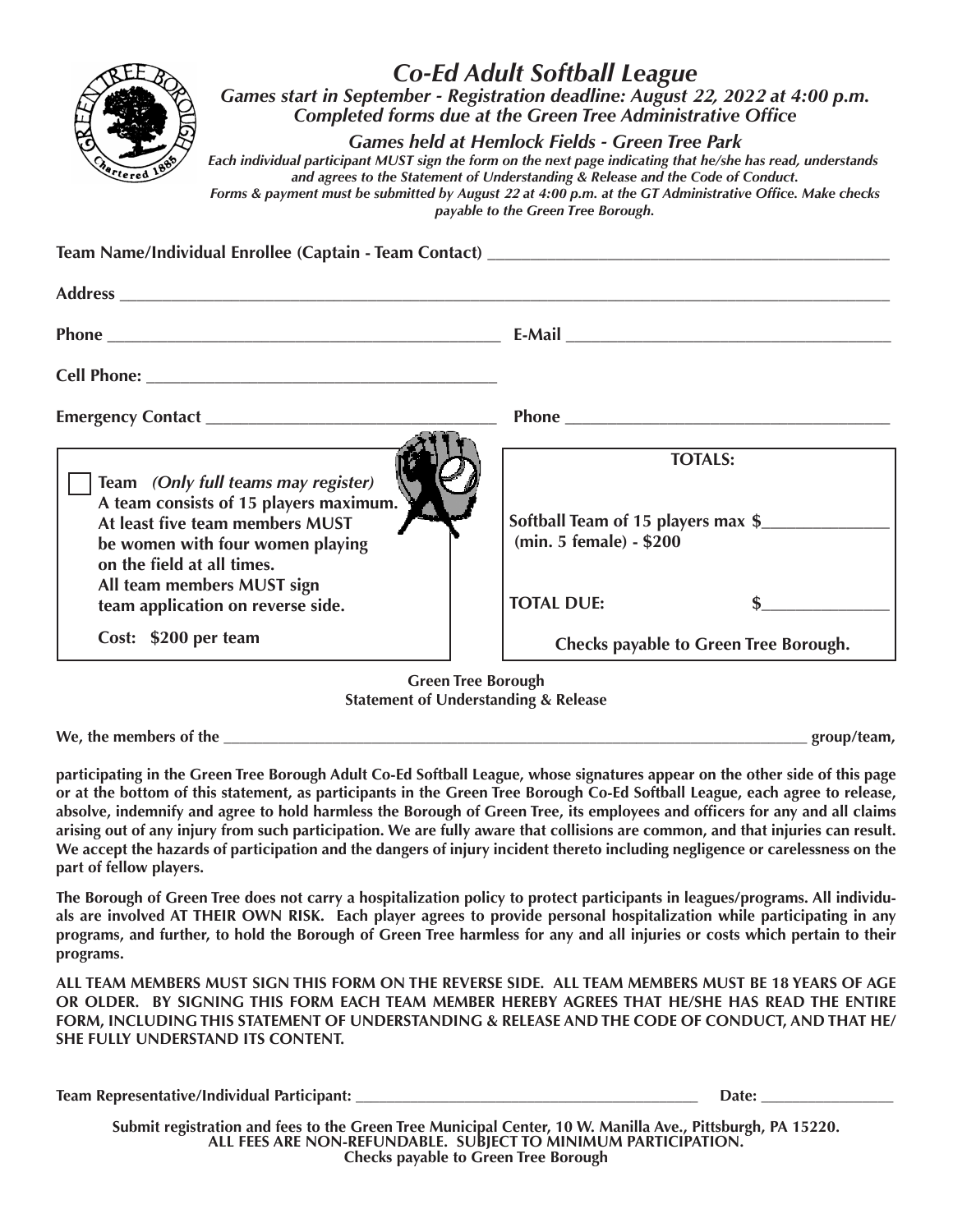# Co-Ed Adult Softball League

***Games start in September - Registration deadline: August 22, 2022 at 4:00 p.m.***
***Completed forms due at the Green Tree Administrative Office***

***Games held at Hemlock Fields - Green Tree Park***

***Each individual participant MUST sign the form on the next page indicating that he/she has read, understands and agrees to the Statement of Understanding & Release and the Code of Conduct.***
***Forms & payment must be submitted by August 22 at 4:00 p.m. at the GT Administrative Office. Make checks payable to the Green Tree Borough.***

**Team Name/Individual Enrollee (Captain - Team Contact)** ______________________________________________

**Address** ______________________________________________________________________________

**Phone** _______________________________________ **E-Mail** ________________________________

**Cell Phone:** __________________________________

**Emergency Contact** ____________________________ **Phone** _________________________________

☐ **Team** ***(Only full teams may register)***
**A team consists of 15 players maximum.**
**At least five team members MUST be women with four women playing on the field at all times.**
**All team members MUST sign team application on reverse side.**

**Cost: $200 per team**

**TOTALS:**

**Softball Team of 15 players max (min. 5 female) - $200** $______________

**TOTAL DUE:** $______________

**Checks payable to Green Tree Borough.**

## Green Tree Borough
## Statement of Understanding & Release

**We, the members of the** ___________________________________________________________ **group/team,**

**participating in the Green Tree Borough Adult Co-Ed Softball League, whose signatures appear on the other side of this page or at the bottom of this statement, as participants in the Green Tree Borough Co-Ed Softball League, each agree to release, absolve, indemnify and agree to hold harmless the Borough of Green Tree, its employees and officers for any and all claims arising out of any injury from such participation. We are fully aware that collisions are common, and that injuries can result. We accept the hazards of participation and the dangers of injury incident thereto including negligence or carelessness on the part of fellow players.**

**The Borough of Green Tree does not carry a hospitalization policy to protect participants in leagues/programs. All individuals are involved AT THEIR OWN RISK. Each player agrees to provide personal hospitalization while participating in any programs, and further, to hold the Borough of Green Tree harmless for any and all injuries or costs which pertain to their programs.**

**ALL TEAM MEMBERS MUST SIGN THIS FORM ON THE REVERSE SIDE. ALL TEAM MEMBERS MUST BE 18 YEARS OF AGE OR OLDER. BY SIGNING THIS FORM EACH TEAM MEMBER HEREBY AGREES THAT HE/SHE HAS READ THE ENTIRE FORM, INCLUDING THIS STATEMENT OF UNDERSTANDING & RELEASE AND THE CODE OF CONDUCT, AND THAT HE/SHE FULLY UNDERSTAND ITS CONTENT.**

**Team Representative/Individual Participant:** ________________________________ **Date:** ______________

**Submit registration and fees to the Green Tree Municipal Center, 10 W. Manilla Ave., Pittsburgh, PA 15220.**
**ALL FEES ARE NON-REFUNDABLE. SUBJECT TO MINIMUM PARTICIPATION.**
**Checks payable to Green Tree Borough**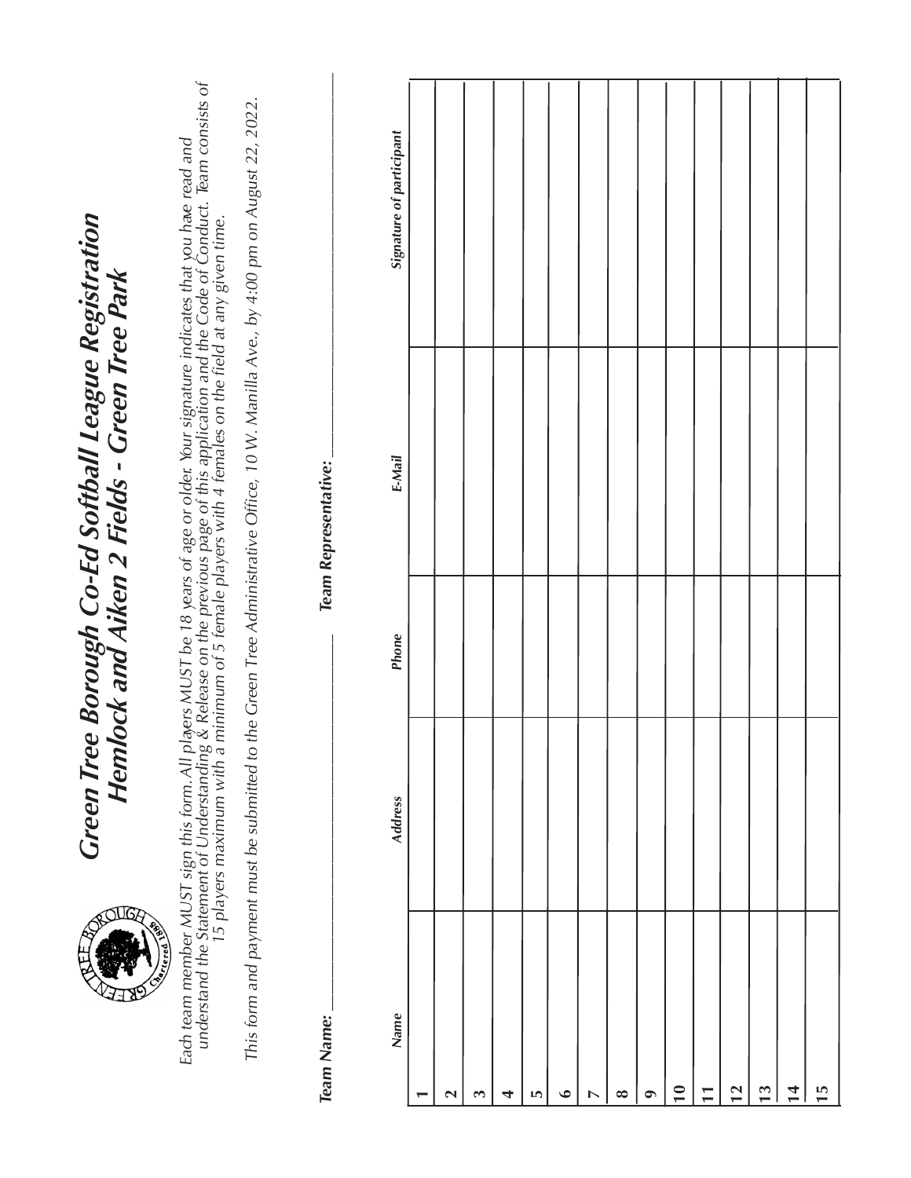# *Green Tree Borough Co-Ed Softball League Registration*
## *Hemlock and Aiken 2 Fields - Green Tree Park*

*Each team member MUST sign this form. All players MUST be 18 years of age or older. Your signature indicates that you have read and understand the Statement of Understanding & Release on the previous page of this application and the Code of Conduct. Team consists of 15 players maximum with a minimum of 5 female players with 4 females on the field at any given time.*

*This form and payment must be submitted to the Green Tree Administrative Office, 10 W. Manilla Ave., by 4:00 pm on August 22, 2022.*

***Team Name:*** ______________________ ***Team Representative:*** ______________________

| | ***Name*** | ***Address*** | ***Phone*** | ***E-Mail*** | ***Signature of participant*** |
|---|---|---|---|---|---|
| **1** | | | | | |
| **2** | | | | | |
| **3** | | | | | |
| **4** | | | | | |
| **5** | | | | | |
| **6** | | | | | |
| **7** | | | | | |
| **8** | | | | | |
| **9** | | | | | |
| **10** | | | | | |
| **11** | | | | | |
| **12** | | | | | |
| **13** | | | | | |
| **14** | | | | | |
| **15** | | | | | |